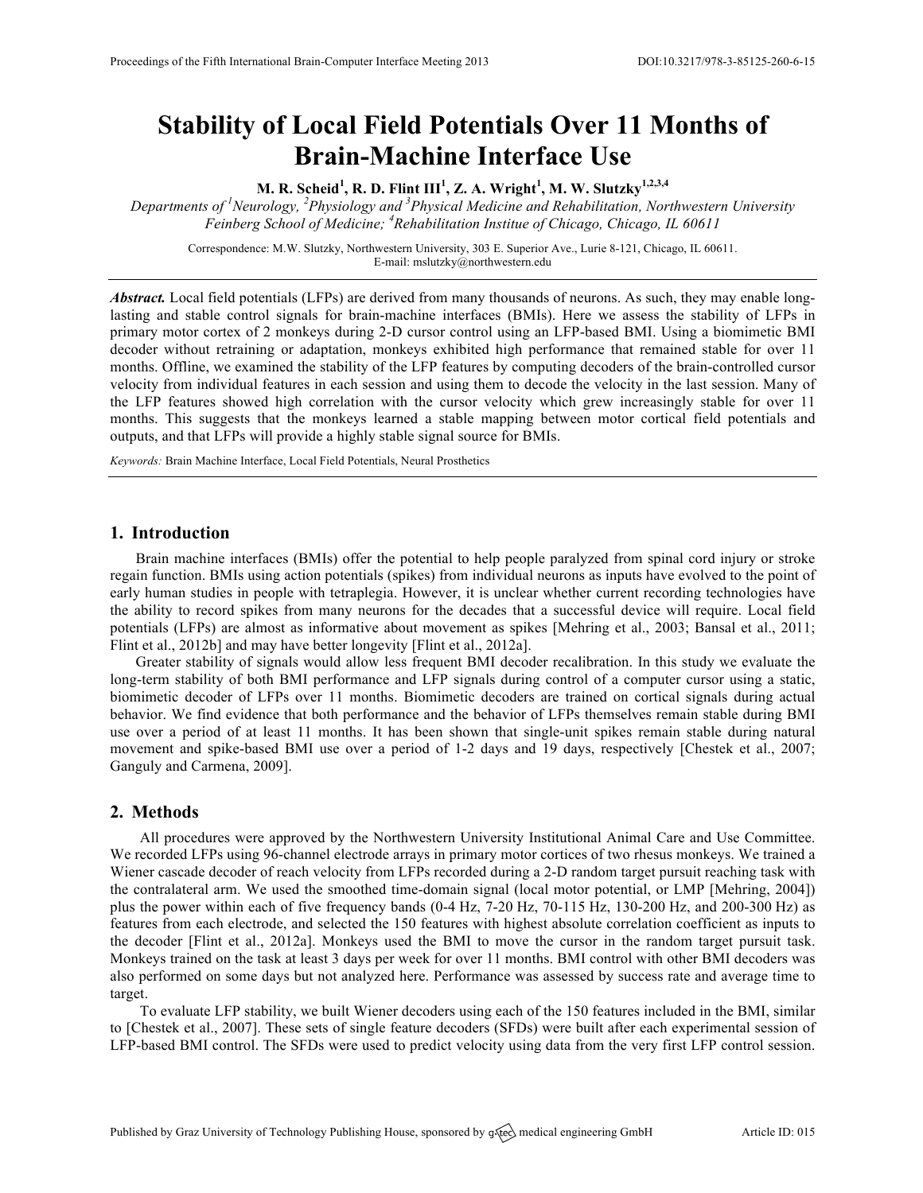# Stability of Local Field Potentials Over 11 Months of Brain-Machine Interface Use

**M. R. Scheid[1], R. D. Flint III[1], Z. A. Wright[1], M. W. Slutzky[1,2,3,4]**

*Departments of [1]Neurology, [2]Physiology and [3]Physical Medicine and Rehabilitation, Northwestern University Feinberg School of Medicine; [4]Rehabilitation Institue of Chicago, Chicago, IL 60611*

Correspondence: M.W. Slutzky, Northwestern University, 303 E. Superior Ave., Lurie 8-121, Chicago, IL 60611.
E-mail: mslutzky@northwestern.edu

***Abstract.*** Local field potentials (LFPs) are derived from many thousands of neurons. As such, they may enable long-lasting and stable control signals for brain-machine interfaces (BMIs). Here we assess the stability of LFPs in primary motor cortex of 2 monkeys during 2-D cursor control using an LFP-based BMI. Using a biomimetic BMI decoder without retraining or adaptation, monkeys exhibited high performance that remained stable for over 11 months. Offline, we examined the stability of the LFP features by computing decoders of the brain-controlled cursor velocity from individual features in each session and using them to decode the velocity in the last session. Many of the LFP features showed high correlation with the cursor velocity which grew increasingly stable for over 11 months. This suggests that the monkeys learned a stable mapping between motor cortical field potentials and outputs, and that LFPs will provide a highly stable signal source for BMIs.

*Keywords:* Brain Machine Interface, Local Field Potentials, Neural Prosthetics

## 1. Introduction

Brain machine interfaces (BMIs) offer the potential to help people paralyzed from spinal cord injury or stroke regain function. BMIs using action potentials (spikes) from individual neurons as inputs have evolved to the point of early human studies in people with tetraplegia. However, it is unclear whether current recording technologies have the ability to record spikes from many neurons for the decades that a successful device will require. Local field potentials (LFPs) are almost as informative about movement as spikes [Mehring et al., 2003; Bansal et al., 2011; Flint et al., 2012b] and may have better longevity [Flint et al., 2012a].

Greater stability of signals would allow less frequent BMI decoder recalibration. In this study we evaluate the long-term stability of both BMI performance and LFP signals during control of a computer cursor using a static, biomimetic decoder of LFPs over 11 months. Biomimetic decoders are trained on cortical signals during actual behavior. We find evidence that both performance and the behavior of LFPs themselves remain stable during BMI use over a period of at least 11 months. It has been shown that single-unit spikes remain stable during natural movement and spike-based BMI use over a period of 1-2 days and 19 days, respectively [Chestek et al., 2007; Ganguly and Carmena, 2009].

## 2. Methods

All procedures were approved by the Northwestern University Institutional Animal Care and Use Committee. We recorded LFPs using 96-channel electrode arrays in primary motor cortices of two rhesus monkeys. We trained a Wiener cascade decoder of reach velocity from LFPs recorded during a 2-D random target pursuit reaching task with the contralateral arm. We used the smoothed time-domain signal (local motor potential, or LMP [Mehring, 2004]) plus the power within each of five frequency bands (0-4 Hz, 7-20 Hz, 70-115 Hz, 130-200 Hz, and 200-300 Hz) as features from each electrode, and selected the 150 features with highest absolute correlation coefficient as inputs to the decoder [Flint et al., 2012a]. Monkeys used the BMI to move the cursor in the random target pursuit task. Monkeys trained on the task at least 3 days per week for over 11 months. BMI control with other BMI decoders was also performed on some days but not analyzed here. Performance was assessed by success rate and average time to target.

To evaluate LFP stability, we built Wiener decoders using each of the 150 features included in the BMI, similar to [Chestek et al., 2007]. These sets of single feature decoders (SFDs) were built after each experimental session of LFP-based BMI control. The SFDs were used to predict velocity using data from the very first LFP control session.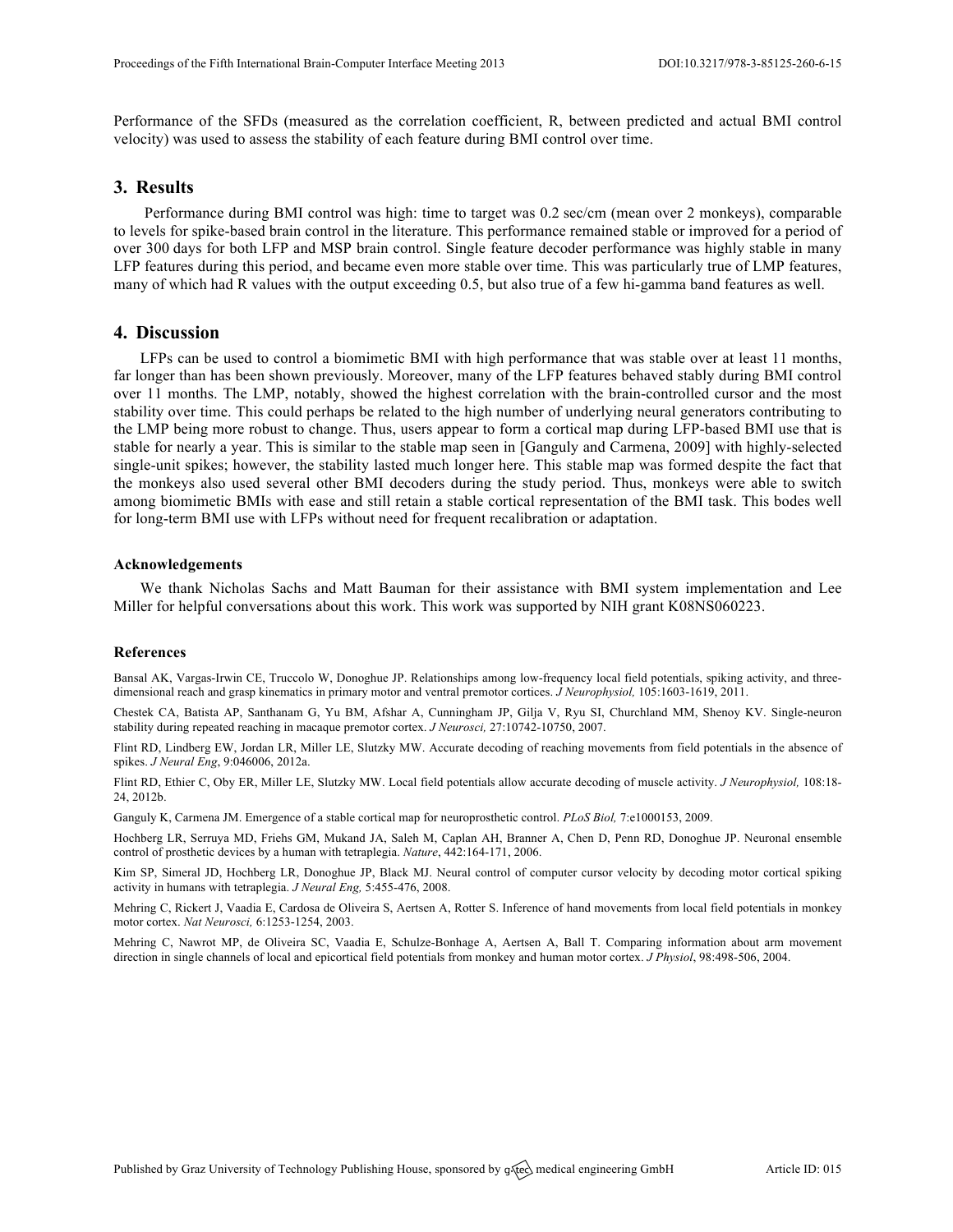Performance of the SFDs (measured as the correlation coefficient, R, between predicted and actual BMI control velocity) was used to assess the stability of each feature during BMI control over time.

## 3. Results

Performance during BMI control was high: time to target was 0.2 sec/cm (mean over 2 monkeys), comparable to levels for spike-based brain control in the literature. This performance remained stable or improved for a period of over 300 days for both LFP and MSP brain control. Single feature decoder performance was highly stable in many LFP features during this period, and became even more stable over time. This was particularly true of LMP features, many of which had R values with the output exceeding 0.5, but also true of a few hi-gamma band features as well.

## 4. Discussion

LFPs can be used to control a biomimetic BMI with high performance that was stable over at least 11 months, far longer than has been shown previously. Moreover, many of the LFP features behaved stably during BMI control over 11 months. The LMP, notably, showed the highest correlation with the brain-controlled cursor and the most stability over time. This could perhaps be related to the high number of underlying neural generators contributing to the LMP being more robust to change. Thus, users appear to form a cortical map during LFP-based BMI use that is stable for nearly a year. This is similar to the stable map seen in [Ganguly and Carmena, 2009] with highly-selected single-unit spikes; however, the stability lasted much longer here. This stable map was formed despite the fact that the monkeys also used several other BMI decoders during the study period. Thus, monkeys were able to switch among biomimetic BMIs with ease and still retain a stable cortical representation of the BMI task. This bodes well for long-term BMI use with LFPs without need for frequent recalibration or adaptation.

#### Acknowledgements

We thank Nicholas Sachs and Matt Bauman for their assistance with BMI system implementation and Lee Miller for helpful conversations about this work. This work was supported by NIH grant K08NS060223.

#### References

Bansal AK, Vargas-Irwin CE, Truccolo W, Donoghue JP. Relationships among low-frequency local field potentials, spiking activity, and three-dimensional reach and grasp kinematics in primary motor and ventral premotor cortices. *J Neurophysiol,* 105:1603-1619, 2011.

Chestek CA, Batista AP, Santhanam G, Yu BM, Afshar A, Cunningham JP, Gilja V, Ryu SI, Churchland MM, Shenoy KV. Single-neuron stability during repeated reaching in macaque premotor cortex. *J Neurosci,* 27:10742-10750, 2007.

Flint RD, Lindberg EW, Jordan LR, Miller LE, Slutzky MW. Accurate decoding of reaching movements from field potentials in the absence of spikes. *J Neural Eng*, 9:046006, 2012a.

Flint RD, Ethier C, Oby ER, Miller LE, Slutzky MW. Local field potentials allow accurate decoding of muscle activity. *J Neurophysiol,* 108:18-24, 2012b.

Ganguly K, Carmena JM. Emergence of a stable cortical map for neuroprosthetic control. *PLoS Biol,* 7:e1000153, 2009.

Hochberg LR, Serruya MD, Friehs GM, Mukand JA, Saleh M, Caplan AH, Branner A, Chen D, Penn RD, Donoghue JP. Neuronal ensemble control of prosthetic devices by a human with tetraplegia. *Nature*, 442:164-171, 2006.

Kim SP, Simeral JD, Hochberg LR, Donoghue JP, Black MJ. Neural control of computer cursor velocity by decoding motor cortical spiking activity in humans with tetraplegia. *J Neural Eng,* 5:455-476, 2008.

Mehring C, Rickert J, Vaadia E, Cardosa de Oliveira S, Aertsen A, Rotter S. Inference of hand movements from local field potentials in monkey motor cortex. *Nat Neurosci,* 6:1253-1254, 2003.

Mehring C, Nawrot MP, de Oliveira SC, Vaadia E, Schulze-Bonhage A, Aertsen A, Ball T. Comparing information about arm movement direction in single channels of local and epicortical field potentials from monkey and human motor cortex. *J Physiol*, 98:498-506, 2004.